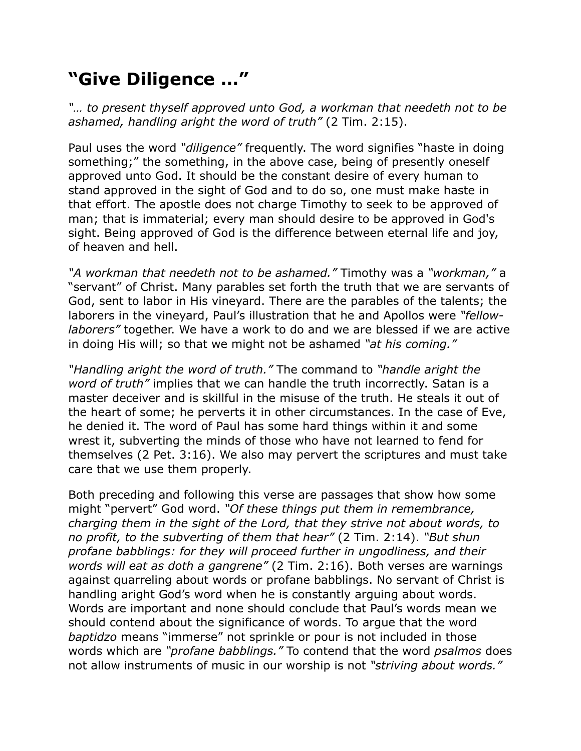# "Give Diligence …"

*"… to present thyself approved unto God, a workman that needeth not to be ashamed, handling aright the word of truth"* (2 Tim. 2:15).

Paul uses the word *"diligence"* frequently. The word signifies "haste in doing something;" the something, in the above case, being of presently oneself approved unto God. It should be the constant desire of every human to stand approved in the sight of God and to do so, one must make haste in that effort. The apostle does not charge Timothy to seek to be approved of man; that is immaterial; every man should desire to be approved in God's sight. Being approved of God is the difference between eternal life and joy, of heaven and hell.

*"A workman that needeth not to be ashamed."* Timothy was a *"workman,"* a "servant" of Christ. Many parables set forth the truth that we are servants of God, sent to labor in His vineyard. There are the parables of the talents; the laborers in the vineyard, Paul's illustration that he and Apollos were *"fellow-laborers"* together. We have a work to do and we are blessed if we are active in doing His will; so that we might not be ashamed *"at his coming."*

*"Handling aright the word of truth."* The command to *"handle aright the word of truth"* implies that we can handle the truth incorrectly. Satan is a master deceiver and is skillful in the misuse of the truth. He steals it out of the heart of some; he perverts it in other circumstances. In the case of Eve, he denied it. The word of Paul has some hard things within it and some wrest it, subverting the minds of those who have not learned to fend for themselves (2 Pet. 3:16). We also may pervert the scriptures and must take care that we use them properly.

Both preceding and following this verse are passages that show how some might "pervert" God word. *"Of these things put them in remembrance, charging them in the sight of the Lord, that they strive not about words, to no profit, to the subverting of them that hear"* (2 Tim. 2:14). *"But shun profane babblings: for they will proceed further in ungodliness, and their words will eat as doth a gangrene"* (2 Tim. 2:16). Both verses are warnings against quarreling about words or profane babblings. No servant of Christ is handling aright God's word when he is constantly arguing about words. Words are important and none should conclude that Paul's words mean we should contend about the significance of words. To argue that the word *baptidzo* means "immerse" not sprinkle or pour is not included in those words which are *"profane babblings."* To contend that the word *psalmos* does not allow instruments of music in our worship is not *"striving about words."*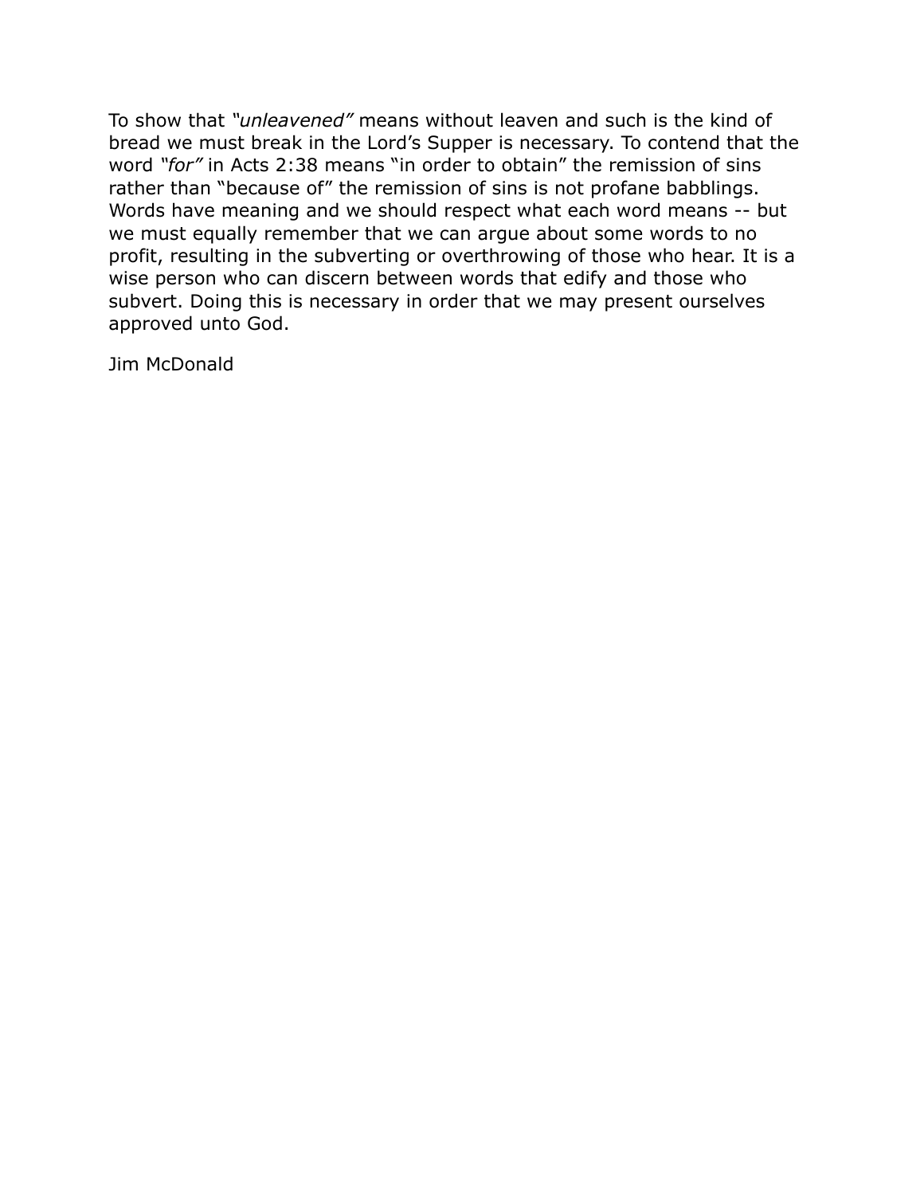To show that *"unleavened"* means without leaven and such is the kind of bread we must break in the Lord's Supper is necessary. To contend that the word *"for"* in Acts 2:38 means "in order to obtain" the remission of sins rather than "because of" the remission of sins is not profane babblings. Words have meaning and we should respect what each word means -- but we must equally remember that we can argue about some words to no profit, resulting in the subverting or overthrowing of those who hear. It is a wise person who can discern between words that edify and those who subvert. Doing this is necessary in order that we may present ourselves approved unto God.

Jim McDonald